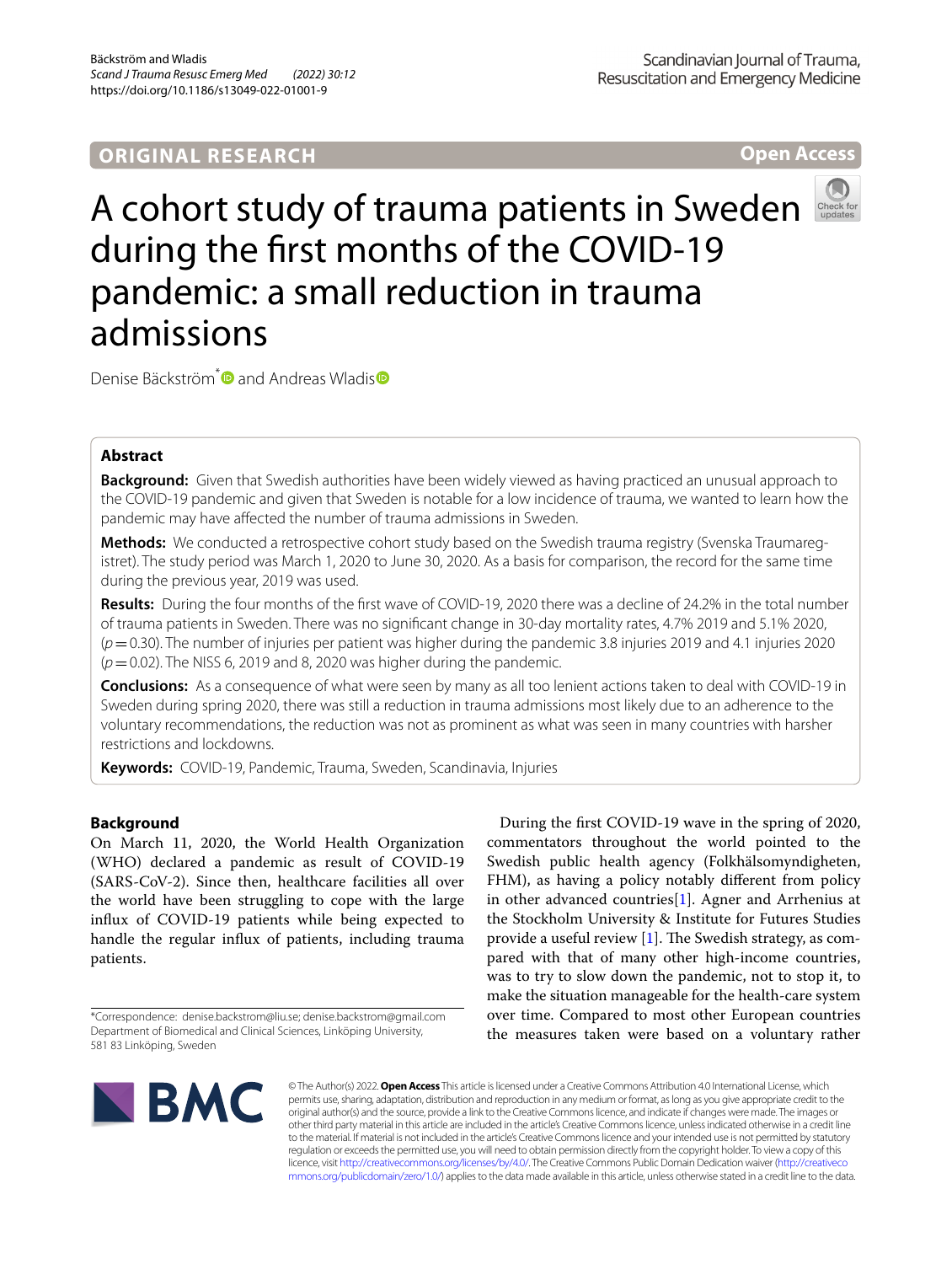ORIGINAL RESEARCH

Open Access

# A cohort study of trauma patients in Sweden during the first months of the COVID-19 pandemic: a small reduction in trauma admissions

Denise Bäckström* and Andreas Wladis

## Abstract

**Background:** Given that Swedish authorities have been widely viewed as having practiced an unusual approach to the COVID-19 pandemic and given that Sweden is notable for a low incidence of trauma, we wanted to learn how the pandemic may have affected the number of trauma admissions in Sweden.

**Methods:** We conducted a retrospective cohort study based on the Swedish trauma registry (Svenska Traumaregistret). The study period was March 1, 2020 to June 30, 2020. As a basis for comparison, the record for the same time during the previous year, 2019 was used.

**Results:** During the four months of the first wave of COVID-19, 2020 there was a decline of 24.2% in the total number of trauma patients in Sweden. There was no significant change in 30-day mortality rates, 4.7% 2019 and 5.1% 2020, ($p=0.30$). The number of injuries per patient was higher during the pandemic 3.8 injuries 2019 and 4.1 injuries 2020 ($p=0.02$). The NISS 6, 2019 and 8, 2020 was higher during the pandemic.

**Conclusions:** As a consequence of what were seen by many as all too lenient actions taken to deal with COVID-19 in Sweden during spring 2020, there was still a reduction in trauma admissions most likely due to an adherence to the voluntary recommendations, the reduction was not as prominent as what was seen in many countries with harsher restrictions and lockdowns.

**Keywords:** COVID-19, Pandemic, Trauma, Sweden, Scandinavia, Injuries

## Background

On March 11, 2020, the World Health Organization (WHO) declared a pandemic as result of COVID-19 (SARS-CoV-2). Since then, healthcare facilities all over the world have been struggling to cope with the large influx of COVID-19 patients while being expected to handle the regular influx of patients, including trauma patients.

During the first COVID-19 wave in the spring of 2020, commentators throughout the world pointed to the Swedish public health agency (Folkhälsomyndigheten, FHM), as having a policy notably different from policy in other advanced countries[1]. Agner and Arrhenius at the Stockholm University & Institute for Futures Studies provide a useful review [1]. The Swedish strategy, as compared with that of many other high-income countries, was to try to slow down the pandemic, not to stop it, to make the situation manageable for the health-care system over time. Compared to most other European countries the measures taken were based on a voluntary rather

*Correspondence: denise.backstrom@liu.se; denise.backstrom@gmail.com
Department of Biomedical and Clinical Sciences, Linköping University, 581 83 Linköping, Sweden

© The Author(s) 2022. **Open Access** This article is licensed under a Creative Commons Attribution 4.0 International License, which permits use, sharing, adaptation, distribution and reproduction in any medium or format, as long as you give appropriate credit to the original author(s) and the source, provide a link to the Creative Commons licence, and indicate if changes were made. The images or other third party material in this article are included in the article's Creative Commons licence, unless indicated otherwise in a credit line to the material. If material is not included in the article's Creative Commons licence and your intended use is not permitted by statutory regulation or exceeds the permitted use, you will need to obtain permission directly from the copyright holder. To view a copy of this licence, visit http://creativecommons.org/licenses/by/4.0/. The Creative Commons Public Domain Dedication waiver (http://creativecommons.org/publicdomain/zero/1.0/) applies to the data made available in this article, unless otherwise stated in a credit line to the data.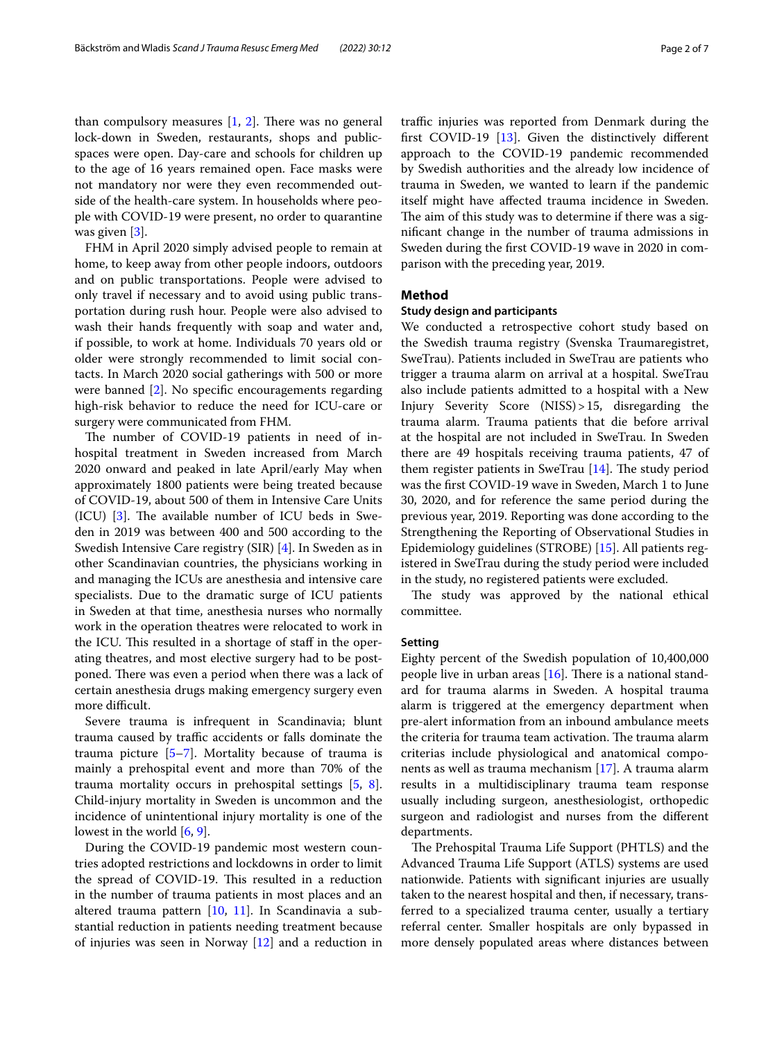than compulsory measures [1, 2]. There was no general lock-down in Sweden, restaurants, shops and public-spaces were open. Day-care and schools for children up to the age of 16 years remained open. Face masks were not mandatory nor were they even recommended outside of the health-care system. In households where people with COVID-19 were present, no order to quarantine was given [3].

FHM in April 2020 simply advised people to remain at home, to keep away from other people indoors, outdoors and on public transportations. People were advised to only travel if necessary and to avoid using public transportation during rush hour. People were also advised to wash their hands frequently with soap and water and, if possible, to work at home. Individuals 70 years old or older were strongly recommended to limit social contacts. In March 2020 social gatherings with 500 or more were banned [2]. No specific encouragements regarding high-risk behavior to reduce the need for ICU-care or surgery were communicated from FHM.

The number of COVID-19 patients in need of in-hospital treatment in Sweden increased from March 2020 onward and peaked in late April/early May when approximately 1800 patients were being treated because of COVID-19, about 500 of them in Intensive Care Units (ICU) [3]. The available number of ICU beds in Sweden in 2019 was between 400 and 500 according to the Swedish Intensive Care registry (SIR) [4]. In Sweden as in other Scandinavian countries, the physicians working in and managing the ICUs are anesthesia and intensive care specialists. Due to the dramatic surge of ICU patients in Sweden at that time, anesthesia nurses who normally work in the operation theatres were relocated to work in the ICU. This resulted in a shortage of staff in the operating theatres, and most elective surgery had to be postponed. There was even a period when there was a lack of certain anesthesia drugs making emergency surgery even more difficult.

Severe trauma is infrequent in Scandinavia; blunt trauma caused by traffic accidents or falls dominate the trauma picture [5–7]. Mortality because of trauma is mainly a prehospital event and more than 70% of the trauma mortality occurs in prehospital settings [5, 8]. Child-injury mortality in Sweden is uncommon and the incidence of unintentional injury mortality is one of the lowest in the world [6, 9].

During the COVID-19 pandemic most western countries adopted restrictions and lockdowns in order to limit the spread of COVID-19. This resulted in a reduction in the number of trauma patients in most places and an altered trauma pattern [10, 11]. In Scandinavia a substantial reduction in patients needing treatment because of injuries was seen in Norway [12] and a reduction in traffic injuries was reported from Denmark during the first COVID-19 [13]. Given the distinctively different approach to the COVID-19 pandemic recommended by Swedish authorities and the already low incidence of trauma in Sweden, we wanted to learn if the pandemic itself might have affected trauma incidence in Sweden. The aim of this study was to determine if there was a significant change in the number of trauma admissions in Sweden during the first COVID-19 wave in 2020 in comparison with the preceding year, 2019.

## Method

### Study design and participants

We conducted a retrospective cohort study based on the Swedish trauma registry (Svenska Traumaregistret, SweTrau). Patients included in SweTrau are patients who trigger a trauma alarm on arrival at a hospital. SweTrau also include patients admitted to a hospital with a New Injury Severity Score (NISS) > 15, disregarding the trauma alarm. Trauma patients that die before arrival at the hospital are not included in SweTrau. In Sweden there are 49 hospitals receiving trauma patients, 47 of them register patients in SweTrau [14]. The study period was the first COVID-19 wave in Sweden, March 1 to June 30, 2020, and for reference the same period during the previous year, 2019. Reporting was done according to the Strengthening the Reporting of Observational Studies in Epidemiology guidelines (STROBE) [15]. All patients registered in SweTrau during the study period were included in the study, no registered patients were excluded.

The study was approved by the national ethical committee.

### Setting

Eighty percent of the Swedish population of 10,400,000 people live in urban areas [16]. There is a national standard for trauma alarms in Sweden. A hospital trauma alarm is triggered at the emergency department when pre-alert information from an inbound ambulance meets the criteria for trauma team activation. The trauma alarm criterias include physiological and anatomical components as well as trauma mechanism [17]. A trauma alarm results in a multidisciplinary trauma team response usually including surgeon, anesthesiologist, orthopedic surgeon and radiologist and nurses from the different departments.

The Prehospital Trauma Life Support (PHTLS) and the Advanced Trauma Life Support (ATLS) systems are used nationwide. Patients with significant injuries are usually taken to the nearest hospital and then, if necessary, transferred to a specialized trauma center, usually a tertiary referral center. Smaller hospitals are only bypassed in more densely populated areas where distances between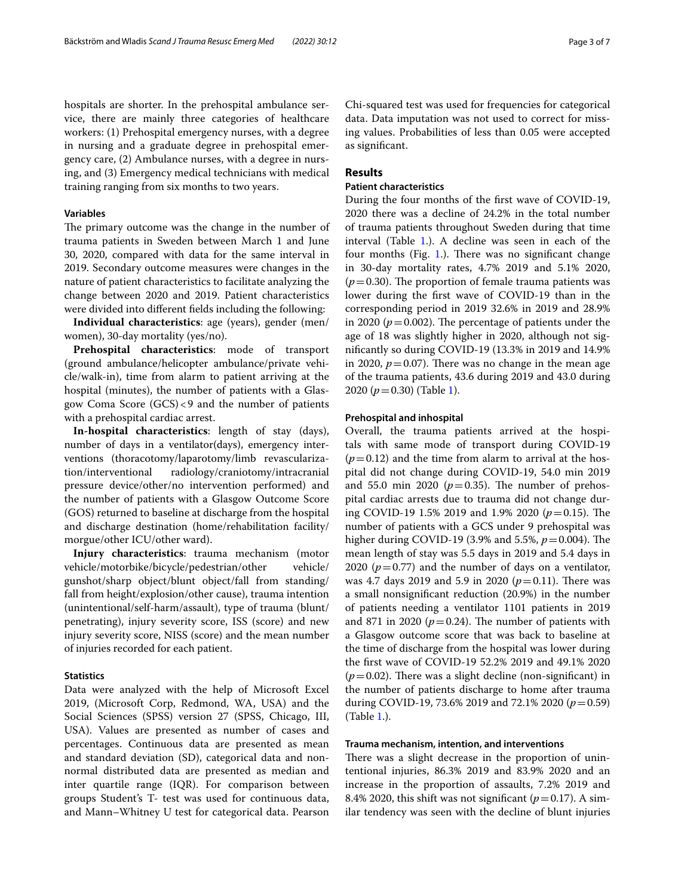hospitals are shorter. In the prehospital ambulance service, there are mainly three categories of healthcare workers: (1) Prehospital emergency nurses, with a degree in nursing and a graduate degree in prehospital emergency care, (2) Ambulance nurses, with a degree in nursing, and (3) Emergency medical technicians with medical training ranging from six months to two years.

### Variables

The primary outcome was the change in the number of trauma patients in Sweden between March 1 and June 30, 2020, compared with data for the same interval in 2019. Secondary outcome measures were changes in the nature of patient characteristics to facilitate analyzing the change between 2020 and 2019. Patient characteristics were divided into different fields including the following:

**Individual characteristics**: age (years), gender (men/women), 30-day mortality (yes/no).

**Prehospital characteristics**: mode of transport (ground ambulance/helicopter ambulance/private vehicle/walk-in), time from alarm to patient arriving at the hospital (minutes), the number of patients with a Glasgow Coma Score (GCS) < 9 and the number of patients with a prehospital cardiac arrest.

**In-hospital characteristics**: length of stay (days), number of days in a ventilator(days), emergency interventions (thoracotomy/laparotomy/limb revascularization/interventional radiology/craniotomy/intracranial pressure device/other/no intervention performed) and the number of patients with a Glasgow Outcome Score (GOS) returned to baseline at discharge from the hospital and discharge destination (home/rehabilitation facility/morgue/other ICU/other ward).

**Injury characteristics**: trauma mechanism (motor vehicle/motorbike/bicycle/pedestrian/other vehicle/gunshot/sharp object/blunt object/fall from standing/fall from height/explosion/other cause), trauma intention (unintentional/self-harm/assault), type of trauma (blunt/penetrating), injury severity score, ISS (score) and new injury severity score, NISS (score) and the mean number of injuries recorded for each patient.

### Statistics

Data were analyzed with the help of Microsoft Excel 2019, (Microsoft Corp, Redmond, WA, USA) and the Social Sciences (SPSS) version 27 (SPSS, Chicago, III, USA). Values are presented as number of cases and percentages. Continuous data are presented as mean and standard deviation (SD), categorical data and non-normal distributed data are presented as median and inter quartile range (IQR). For comparison between groups Student's T- test was used for continuous data, and Mann–Whitney U test for categorical data. Pearson Chi-squared test was used for frequencies for categorical data. Data imputation was not used to correct for missing values. Probabilities of less than 0.05 were accepted as significant.

## Results

### Patient characteristics

During the four months of the first wave of COVID-19, 2020 there was a decline of 24.2% in the total number of trauma patients throughout Sweden during that time interval (Table 1.). A decline was seen in each of the four months (Fig. 1.). There was no significant change in 30-day mortality rates, 4.7% 2019 and 5.1% 2020, ($p = 0.30$). The proportion of female trauma patients was lower during the first wave of COVID-19 than in the corresponding period in 2019 32.6% in 2019 and 28.9% in 2020 ($p = 0.002$). The percentage of patients under the age of 18 was slightly higher in 2020, although not significantly so during COVID-19 (13.3% in 2019 and 14.9% in 2020, $p = 0.07$). There was no change in the mean age of the trauma patients, 43.6 during 2019 and 43.0 during 2020 ($p = 0.30$) (Table 1).

### Prehospital and inhospital

Overall, the trauma patients arrived at the hospitals with same mode of transport during COVID-19 ($p = 0.12$) and the time from alarm to arrival at the hospital did not change during COVID-19, 54.0 min 2019 and 55.0 min 2020 ($p = 0.35$). The number of prehospital cardiac arrests due to trauma did not change during COVID-19 1.5% 2019 and 1.9% 2020 ($p = 0.15$). The number of patients with a GCS under 9 prehospital was higher during COVID-19 (3.9% and 5.5%, $p = 0.004$). The mean length of stay was 5.5 days in 2019 and 5.4 days in 2020 ($p = 0.77$) and the number of days on a ventilator, was 4.7 days 2019 and 5.9 in 2020 ($p = 0.11$). There was a small nonsignificant reduction (20.9%) in the number of patients needing a ventilator 1101 patients in 2019 and 871 in 2020 ($p = 0.24$). The number of patients with a Glasgow outcome score that was back to baseline at the time of discharge from the hospital was lower during the first wave of COVID-19 52.2% 2019 and 49.1% 2020 ($p = 0.02$). There was a slight decline (non-significant) in the number of patients discharge to home after trauma during COVID-19, 73.6% 2019 and 72.1% 2020 ($p = 0.59$) (Table 1.).

### Trauma mechanism, intention, and interventions

There was a slight decrease in the proportion of unintentional injuries, 86.3% 2019 and 83.9% 2020 and an increase in the proportion of assaults, 7.2% 2019 and 8.4% 2020, this shift was not significant ($p = 0.17$). A similar tendency was seen with the decline of blunt injuries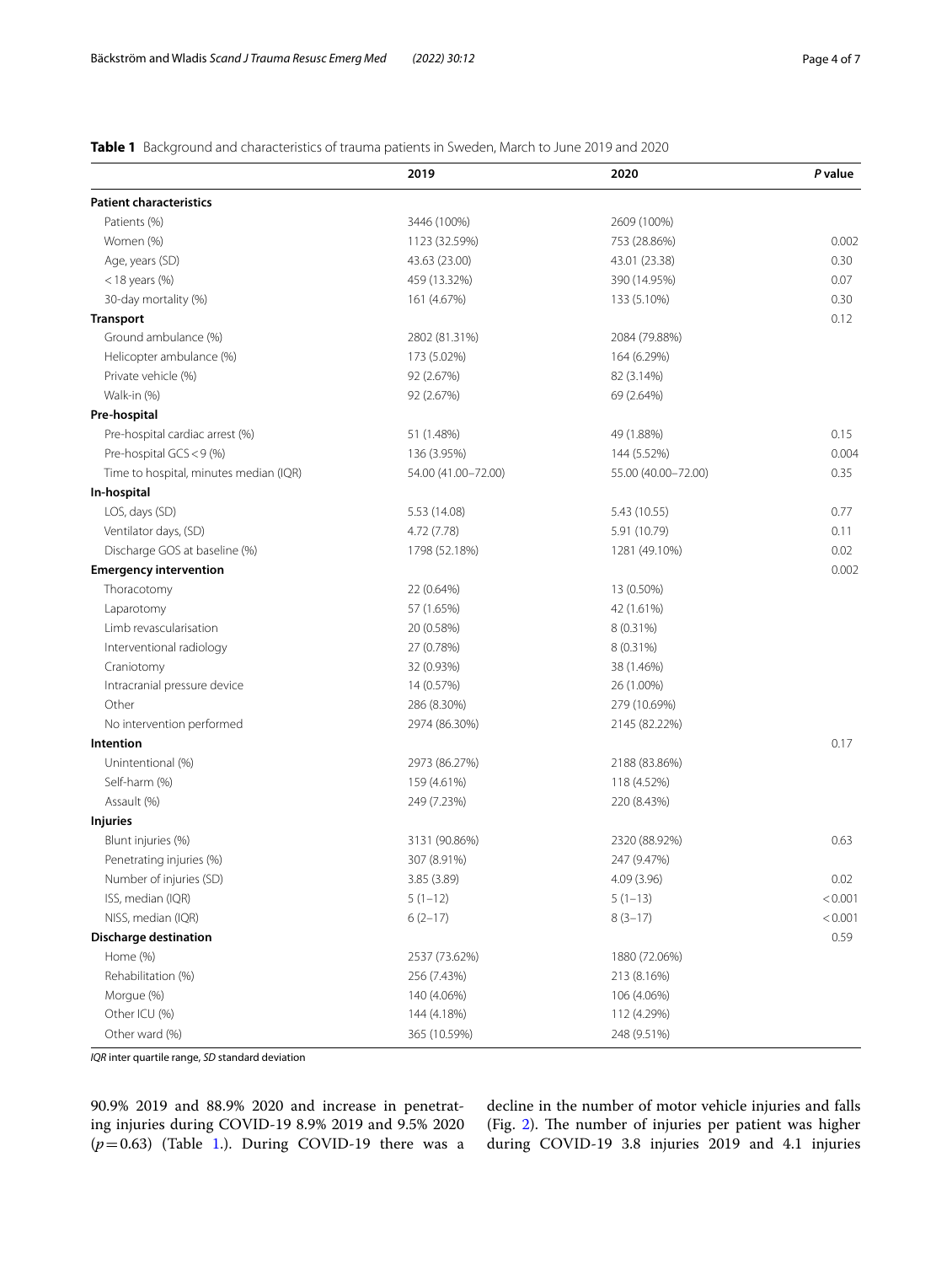**Table 1** Background and characteristics of trauma patients in Sweden, March to June 2019 and 2020

| | 2019 | 2020 | *P* value |
|---|---|---|---|
| **Patient characteristics** | | | |
| Patients (%) | 3446 (100%) | 2609 (100%) | |
| Women (%) | 1123 (32.59%) | 753 (28.86%) | 0.002 |
| Age, years (SD) | 43.63 (23.00) | 43.01 (23.38) | 0.30 |
| < 18 years (%) | 459 (13.32%) | 390 (14.95%) | 0.07 |
| 30-day mortality (%) | 161 (4.67%) | 133 (5.10%) | 0.30 |
| **Transport** | | | 0.12 |
| Ground ambulance (%) | 2802 (81.31%) | 2084 (79.88%) | |
| Helicopter ambulance (%) | 173 (5.02%) | 164 (6.29%) | |
| Private vehicle (%) | 92 (2.67%) | 82 (3.14%) | |
| Walk-in (%) | 92 (2.67%) | 69 (2.64%) | |
| **Pre-hospital** | | | |
| Pre-hospital cardiac arrest (%) | 51 (1.48%) | 49 (1.88%) | 0.15 |
| Pre-hospital GCS < 9 (%) | 136 (3.95%) | 144 (5.52%) | 0.004 |
| Time to hospital, minutes median (IQR) | 54.00 (41.00–72.00) | 55.00 (40.00–72.00) | 0.35 |
| **In-hospital** | | | |
| LOS, days (SD) | 5.53 (14.08) | 5.43 (10.55) | 0.77 |
| Ventilator days, (SD) | 4.72 (7.78) | 5.91 (10.79) | 0.11 |
| Discharge GOS at baseline (%) | 1798 (52.18%) | 1281 (49.10%) | 0.02 |
| **Emergency intervention** | | | 0.002 |
| Thoracotomy | 22 (0.64%) | 13 (0.50%) | |
| Laparotomy | 57 (1.65%) | 42 (1.61%) | |
| Limb revascularisation | 20 (0.58%) | 8 (0.31%) | |
| Interventional radiology | 27 (0.78%) | 8 (0.31%) | |
| Craniotomy | 32 (0.93%) | 38 (1.46%) | |
| Intracranial pressure device | 14 (0.57%) | 26 (1.00%) | |
| Other | 286 (8.30%) | 279 (10.69%) | |
| No intervention performed | 2974 (86.30%) | 2145 (82.22%) | |
| **Intention** | | | 0.17 |
| Unintentional (%) | 2973 (86.27%) | 2188 (83.86%) | |
| Self-harm (%) | 159 (4.61%) | 118 (4.52%) | |
| Assault (%) | 249 (7.23%) | 220 (8.43%) | |
| **Injuries** | | | |
| Blunt injuries (%) | 3131 (90.86%) | 2320 (88.92%) | 0.63 |
| Penetrating injuries (%) | 307 (8.91%) | 247 (9.47%) | |
| Number of injuries (SD) | 3.85 (3.89) | 4.09 (3.96) | 0.02 |
| ISS, median (IQR) | 5 (1–12) | 5 (1–13) | < 0.001 |
| NISS, median (IQR) | 6 (2–17) | 8 (3–17) | < 0.001 |
| **Discharge destination** | | | 0.59 |
| Home (%) | 2537 (73.62%) | 1880 (72.06%) | |
| Rehabilitation (%) | 256 (7.43%) | 213 (8.16%) | |
| Morgue (%) | 140 (4.06%) | 106 (4.06%) | |
| Other ICU (%) | 144 (4.18%) | 112 (4.29%) | |
| Other ward (%) | 365 (10.59%) | 248 (9.51%) | |

*IQR* inter quartile range, *SD* standard deviation

90.9% 2019 and 88.9% 2020 and increase in penetrating injuries during COVID-19 8.9% 2019 and 9.5% 2020 ($p = 0.63$) (Table 1.). During COVID-19 there was a decline in the number of motor vehicle injuries and falls (Fig. 2). The number of injuries per patient was higher during COVID-19 3.8 injuries 2019 and 4.1 injuries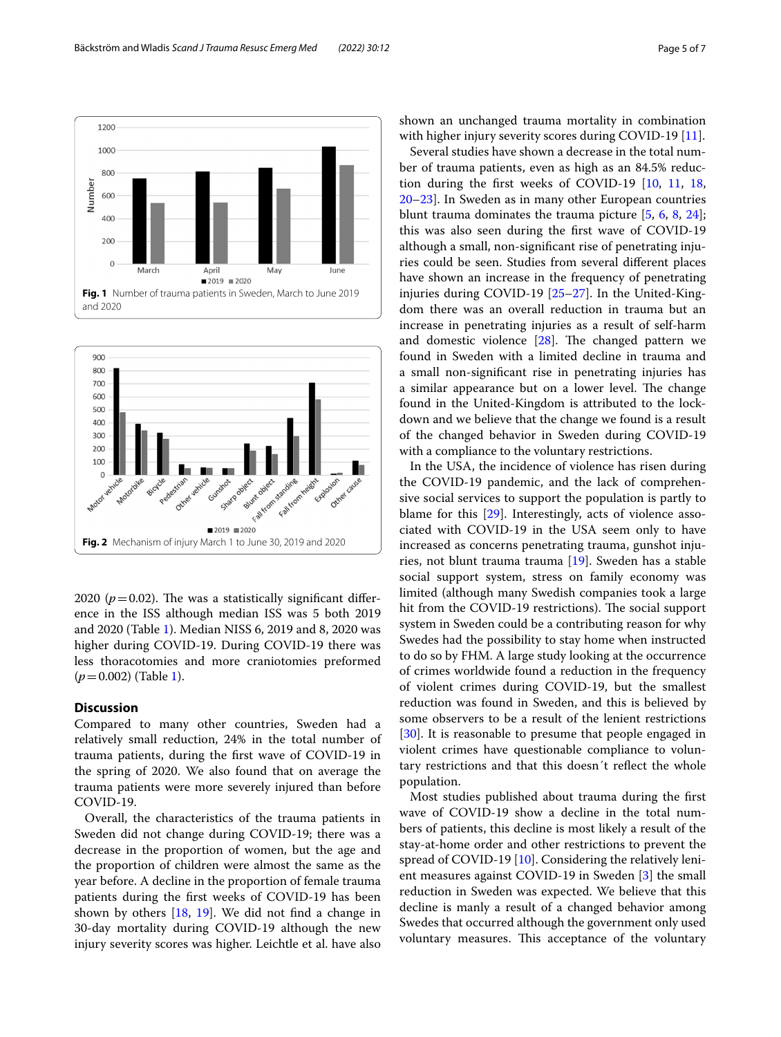Fig. 1 Number of trauma patients in Sweden, March to June 2019 and 2020

Fig. 2 Mechanism of injury March 1 to June 30, 2019 and 2020

2020 ($p = 0.02$). The was a statistically significant difference in the ISS although median ISS was 5 both 2019 and 2020 (Table 1). Median NISS 6, 2019 and 8, 2020 was higher during COVID-19. During COVID-19 there was less thoracotomies and more craniotomies preformed ($p = 0.002$) (Table 1).

## Discussion

Compared to many other countries, Sweden had a relatively small reduction, 24% in the total number of trauma patients, during the first wave of COVID-19 in the spring of 2020. We also found that on average the trauma patients were more severely injured than before COVID-19.

Overall, the characteristics of the trauma patients in Sweden did not change during COVID-19; there was a decrease in the proportion of women, but the age and the proportion of children were almost the same as the year before. A decline in the proportion of female trauma patients during the first weeks of COVID-19 has been shown by others [18, 19]. We did not find a change in 30-day mortality during COVID-19 although the new injury severity scores was higher. Leichtle et al. have also shown an unchanged trauma mortality in combination with higher injury severity scores during COVID-19 [11].

Several studies have shown a decrease in the total number of trauma patients, even as high as an 84.5% reduction during the first weeks of COVID-19 [10, 11, 18, 20–23]. In Sweden as in many other European countries blunt trauma dominates the trauma picture [5, 6, 8, 24]; this was also seen during the first wave of COVID-19 although a small, non-significant rise of penetrating injuries could be seen. Studies from several different places have shown an increase in the frequency of penetrating injuries during COVID-19 [25–27]. In the United-Kingdom there was an overall reduction in trauma but an increase in penetrating injuries as a result of self-harm and domestic violence [28]. The changed pattern we found in Sweden with a limited decline in trauma and a small non-significant rise in penetrating injuries has a similar appearance but on a lower level. The change found in the United-Kingdom is attributed to the lockdown and we believe that the change we found is a result of the changed behavior in Sweden during COVID-19 with a compliance to the voluntary restrictions.

In the USA, the incidence of violence has risen during the COVID-19 pandemic, and the lack of comprehensive social services to support the population is partly to blame for this [29]. Interestingly, acts of violence associated with COVID-19 in the USA seem only to have increased as concerns penetrating trauma, gunshot injuries, not blunt trauma trauma [19]. Sweden has a stable social support system, stress on family economy was limited (although many Swedish companies took a large hit from the COVID-19 restrictions). The social support system in Sweden could be a contributing reason for why Swedes had the possibility to stay home when instructed to do so by FHM. A large study looking at the occurrence of crimes worldwide found a reduction in the frequency of violent crimes during COVID-19, but the smallest reduction was found in Sweden, and this is believed by some observers to be a result of the lenient restrictions [30]. It is reasonable to presume that people engaged in violent crimes have questionable compliance to voluntary restrictions and that this doesn´t reflect the whole population.

Most studies published about trauma during the first wave of COVID-19 show a decline in the total numbers of patients, this decline is most likely a result of the stay-at-home order and other restrictions to prevent the spread of COVID-19 [10]. Considering the relatively lenient measures against COVID-19 in Sweden [3] the small reduction in Sweden was expected. We believe that this decline is manly a result of a changed behavior among Swedes that occurred although the government only used voluntary measures. This acceptance of the voluntary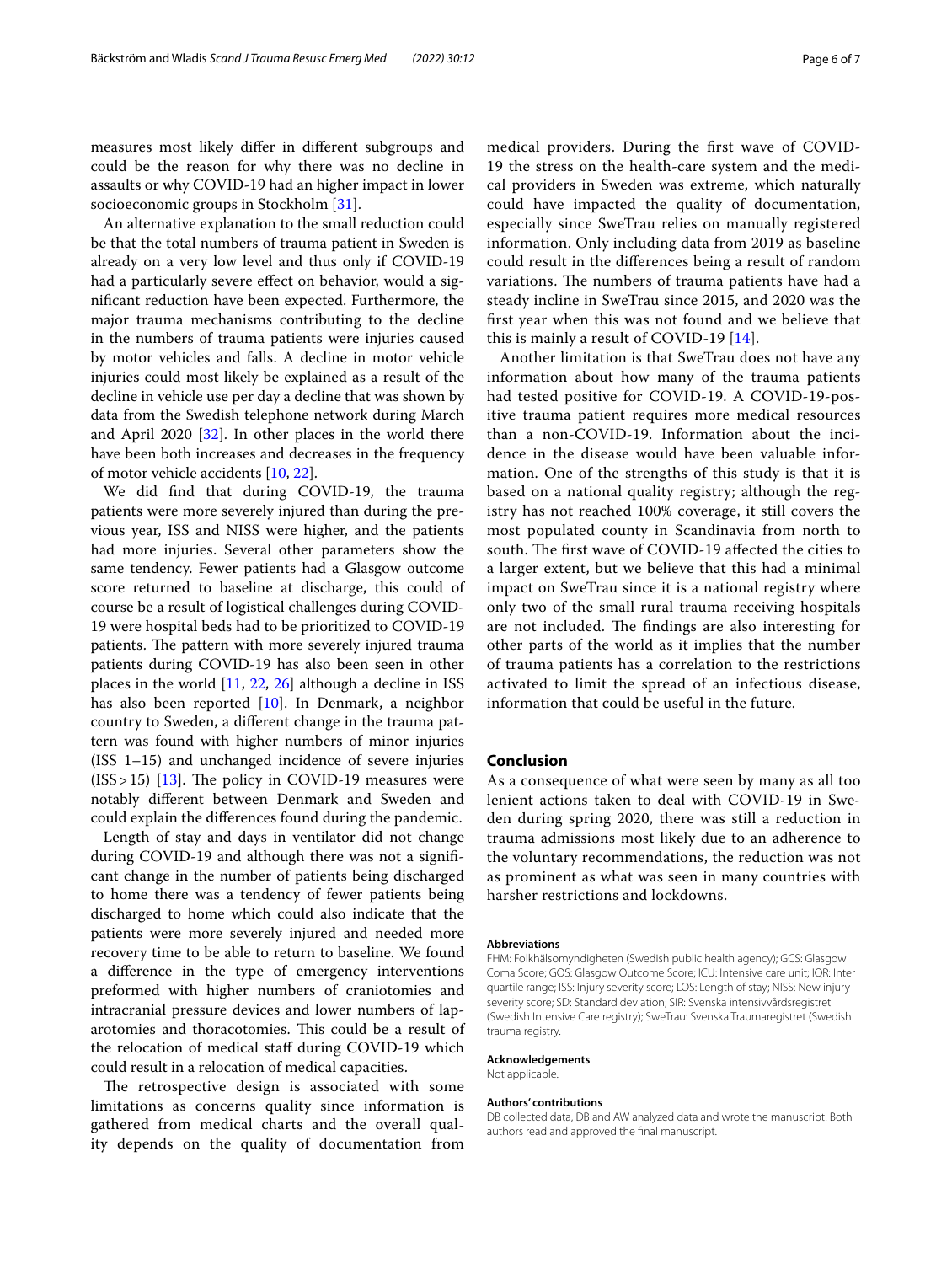measures most likely differ in different subgroups and could be the reason for why there was no decline in assaults or why COVID-19 had an higher impact in lower socioeconomic groups in Stockholm [31].

An alternative explanation to the small reduction could be that the total numbers of trauma patient in Sweden is already on a very low level and thus only if COVID-19 had a particularly severe effect on behavior, would a significant reduction have been expected. Furthermore, the major trauma mechanisms contributing to the decline in the numbers of trauma patients were injuries caused by motor vehicles and falls. A decline in motor vehicle injuries could most likely be explained as a result of the decline in vehicle use per day a decline that was shown by data from the Swedish telephone network during March and April 2020 [32]. In other places in the world there have been both increases and decreases in the frequency of motor vehicle accidents [10, 22].

We did find that during COVID-19, the trauma patients were more severely injured than during the previous year, ISS and NISS were higher, and the patients had more injuries. Several other parameters show the same tendency. Fewer patients had a Glasgow outcome score returned to baseline at discharge, this could of course be a result of logistical challenges during COVID-19 were hospital beds had to be prioritized to COVID-19 patients. The pattern with more severely injured trauma patients during COVID-19 has also been seen in other places in the world [11, 22, 26] although a decline in ISS has also been reported [10]. In Denmark, a neighbor country to Sweden, a different change in the trauma pattern was found with higher numbers of minor injuries (ISS 1–15) and unchanged incidence of severe injuries (ISS > 15) [13]. The policy in COVID-19 measures were notably different between Denmark and Sweden and could explain the differences found during the pandemic.

Length of stay and days in ventilator did not change during COVID-19 and although there was not a significant change in the number of patients being discharged to home there was a tendency of fewer patients being discharged to home which could also indicate that the patients were more severely injured and needed more recovery time to be able to return to baseline. We found a difference in the type of emergency interventions preformed with higher numbers of craniotomies and intracranial pressure devices and lower numbers of laparotomies and thoracotomies. This could be a result of the relocation of medical staff during COVID-19 which could result in a relocation of medical capacities.

The retrospective design is associated with some limitations as concerns quality since information is gathered from medical charts and the overall quality depends on the quality of documentation from medical providers. During the first wave of COVID-19 the stress on the health-care system and the medical providers in Sweden was extreme, which naturally could have impacted the quality of documentation, especially since SweTrau relies on manually registered information. Only including data from 2019 as baseline could result in the differences being a result of random variations. The numbers of trauma patients have had a steady incline in SweTrau since 2015, and 2020 was the first year when this was not found and we believe that this is mainly a result of COVID-19 [14].

Another limitation is that SweTrau does not have any information about how many of the trauma patients had tested positive for COVID-19. A COVID-19-positive trauma patient requires more medical resources than a non-COVID-19. Information about the incidence in the disease would have been valuable information. One of the strengths of this study is that it is based on a national quality registry; although the registry has not reached 100% coverage, it still covers the most populated county in Scandinavia from north to south. The first wave of COVID-19 affected the cities to a larger extent, but we believe that this had a minimal impact on SweTrau since it is a national registry where only two of the small rural trauma receiving hospitals are not included. The findings are also interesting for other parts of the world as it implies that the number of trauma patients has a correlation to the restrictions activated to limit the spread of an infectious disease, information that could be useful in the future.

## Conclusion

As a consequence of what were seen by many as all too lenient actions taken to deal with COVID-19 in Sweden during spring 2020, there was still a reduction in trauma admissions most likely due to an adherence to the voluntary recommendations, the reduction was not as prominent as what was seen in many countries with harsher restrictions and lockdowns.

#### Abbreviations

FHM: Folkhälsomyndigheten (Swedish public health agency); GCS: Glasgow Coma Score; GOS: Glasgow Outcome Score; ICU: Intensive care unit; IQR: Inter quartile range; ISS: Injury severity score; LOS: Length of stay; NISS: New injury severity score; SD: Standard deviation; SIR: Svenska intensivvårdsregistret (Swedish Intensive Care registry); SweTrau: Svenska Traumaregistret (Swedish trauma registry.

#### Acknowledgements

Not applicable.

#### Authors' contributions

DB collected data, DB and AW analyzed data and wrote the manuscript. Both authors read and approved the final manuscript.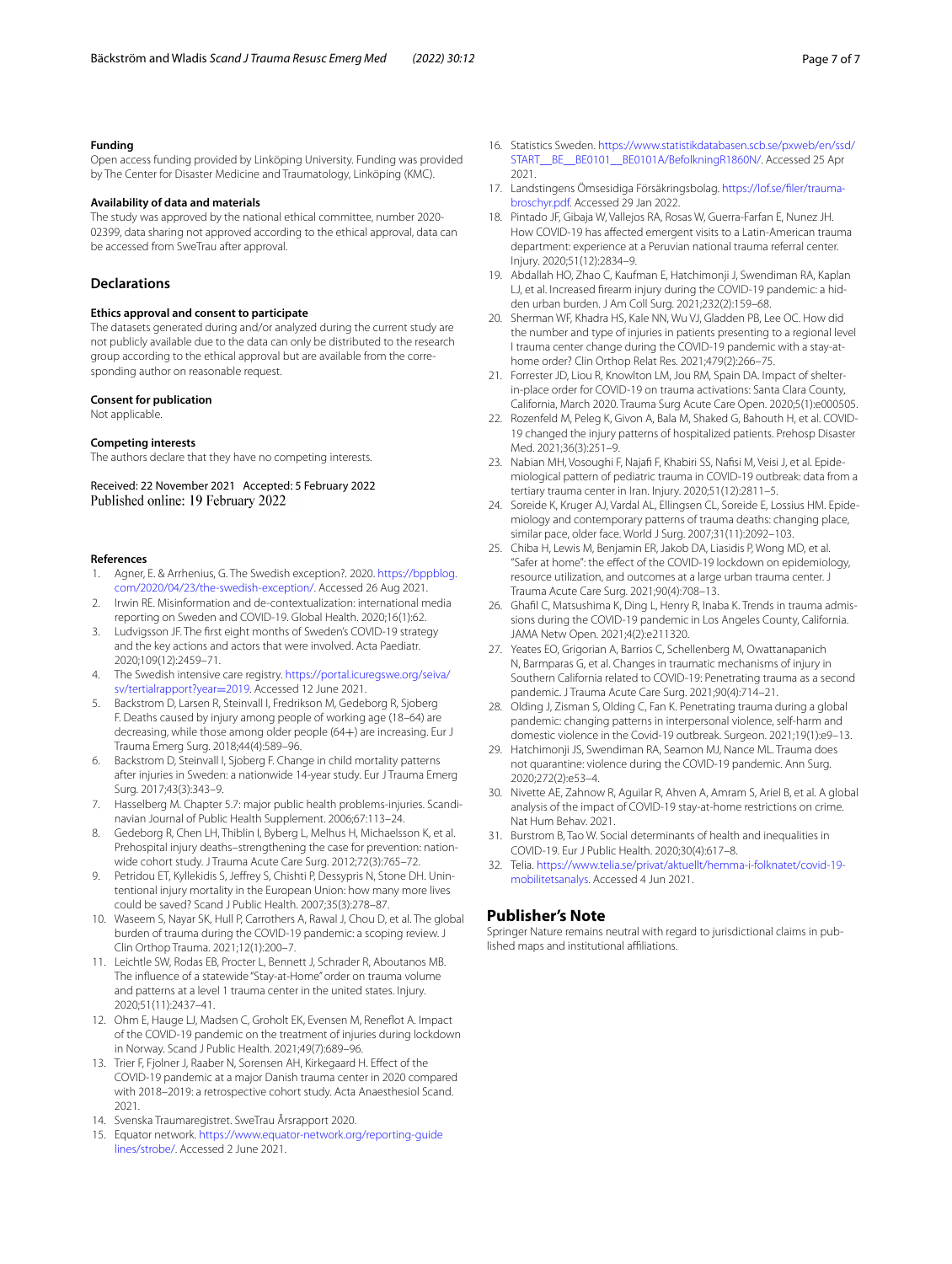#### Funding

Open access funding provided by Linköping University. Funding was provided by The Center for Disaster Medicine and Traumatology, Linköping (KMC).

#### Availability of data and materials

The study was approved by the national ethical committee, number 2020-02399, data sharing not approved according to the ethical approval, data can be accessed from SweTrau after approval.

## Declarations

#### Ethics approval and consent to participate

The datasets generated during and/or analyzed during the current study are not publicly available due to the data can only be distributed to the research group according to the ethical approval but are available from the corresponding author on reasonable request.

#### Consent for publication

Not applicable.

#### Competing interests

The authors declare that they have no competing interests.

Received: 22 November 2021 Accepted: 5 February 2022
Published online: 19 February 2022

#### References

1. Agner, E. & Arrhenius, G. The Swedish exception?. 2020. https://bppblog.com/2020/04/23/the-swedish-exception/. Accessed 26 Aug 2021.
2. Irwin RE. Misinformation and de-contextualization: international media reporting on Sweden and COVID-19. Global Health. 2020;16(1):62.
3. Ludvigsson JF. The first eight months of Sweden's COVID-19 strategy and the key actions and actors that were involved. Acta Paediatr. 2020;109(12):2459–71.
4. The Swedish intensive care registry. https://portal.icuregswe.org/seiva/sv/tertialrapport?year=2019. Accessed 12 June 2021.
5. Backstrom D, Larsen R, Steinvall I, Fredrikson M, Gedeborg R, Sjoberg F. Deaths caused by injury among people of working age (18–64) are decreasing, while those among older people (64+) are increasing. Eur J Trauma Emerg Surg. 2018;44(4):589–96.
6. Backstrom D, Steinvall I, Sjoberg F. Change in child mortality patterns after injuries in Sweden: a nationwide 14-year study. Eur J Trauma Emerg Surg. 2017;43(3):343–9.
7. Hasselberg M. Chapter 5.7: major public health problems-injuries. Scandinavian Journal of Public Health Supplement. 2006;67:113–24.
8. Gedeborg R, Chen LH, Thiblin I, Byberg L, Melhus H, Michaelsson K, et al. Prehospital injury deaths–strengthening the case for prevention: nationwide cohort study. J Trauma Acute Care Surg. 2012;72(3):765–72.
9. Petridou ET, Kyllekidis S, Jeffrey S, Chishti P, Dessypris N, Stone DH. Unintentional injury mortality in the European Union: how many more lives could be saved? Scand J Public Health. 2007;35(3):278–87.
10. Waseem S, Nayar SK, Hull P, Carrothers A, Rawal J, Chou D, et al. The global burden of trauma during the COVID-19 pandemic: a scoping review. J Clin Orthop Trauma. 2021;12(1):200–7.
11. Leichtle SW, Rodas EB, Procter L, Bennett J, Schrader R, Aboutanos MB. The influence of a statewide "Stay-at-Home" order on trauma volume and patterns at a level 1 trauma center in the united states. Injury. 2020;51(11):2437–41.
12. Ohm E, Hauge LJ, Madsen C, Groholt EK, Evensen M, Reneflot A. Impact of the COVID-19 pandemic on the treatment of injuries during lockdown in Norway. Scand J Public Health. 2021;49(7):689–96.
13. Trier F, Fjolner J, Raaber N, Sorensen AH, Kirkegaard H. Effect of the COVID-19 pandemic at a major Danish trauma center in 2020 compared with 2018–2019: a retrospective cohort study. Acta Anaesthesiol Scand. 2021.
14. Svenska Traumaregistret. SweTrau Årsrapport 2020.
15. Equator network. https://www.equator-network.org/reporting-guidelines/strobe/. Accessed 2 June 2021.
16. Statistics Sweden. https://www.statistikdatabasen.scb.se/pxweb/en/ssd/START__BE__BE0101__BE0101A/BefolkningR1860N/. Accessed 25 Apr 2021.
17. Landstingens Ömsesidiga Försäkringsbolag. https://lof.se/filer/trauma-broschyr.pdf. Accessed 29 Jan 2022.
18. Pintado JF, Gibaja W, Vallejos RA, Rosas W, Guerra-Farfan E, Nunez JH. How COVID-19 has affected emergent visits to a Latin-American trauma department: experience at a Peruvian national trauma referral center. Injury. 2020;51(12):2834–9.
19. Abdallah HO, Zhao C, Kaufman E, Hatchimonji J, Swendiman RA, Kaplan LJ, et al. Increased firearm injury during the COVID-19 pandemic: a hidden urban burden. J Am Coll Surg. 2021;232(2):159–68.
20. Sherman WF, Khadra HS, Kale NN, Wu VJ, Gladden PB, Lee OC. How did the number and type of injuries in patients presenting to a regional level I trauma center change during the COVID-19 pandemic with a stay-at-home order? Clin Orthop Relat Res. 2021;479(2):266–75.
21. Forrester JD, Liou R, Knowlton LM, Jou RM, Spain DA. Impact of shelter-in-place order for COVID-19 on trauma activations: Santa Clara County, California, March 2020. Trauma Surg Acute Care Open. 2020;5(1):e000505.
22. Rozenfeld M, Peleg K, Givon A, Bala M, Shaked G, Bahouth H, et al. COVID-19 changed the injury patterns of hospitalized patients. Prehosp Disaster Med. 2021;36(3):251–9.
23. Nabian MH, Vosoughi F, Najafi F, Khabiri SS, Nafisi M, Veisi J, et al. Epidemiological pattern of pediatric trauma in COVID-19 outbreak: data from a tertiary trauma center in Iran. Injury. 2020;51(12):2811–5.
24. Soreide K, Kruger AJ, Vardal AL, Ellingsen CL, Soreide E, Lossius HM. Epidemiology and contemporary patterns of trauma deaths: changing place, similar pace, older face. World J Surg. 2007;31(11):2092–103.
25. Chiba H, Lewis M, Benjamin ER, Jakob DA, Liasidis P, Wong MD, et al. "Safer at home": the effect of the COVID-19 lockdown on epidemiology, resource utilization, and outcomes at a large urban trauma center. J Trauma Acute Care Surg. 2021;90(4):708–13.
26. Ghafil C, Matsushima K, Ding L, Henry R, Inaba K. Trends in trauma admissions during the COVID-19 pandemic in Los Angeles County, California. JAMA Netw Open. 2021;4(2):e211320.
27. Yeates EO, Grigorian A, Barrios C, Schellenberg M, Owattanapanich N, Barmparas G, et al. Changes in traumatic mechanisms of injury in Southern California related to COVID-19: Penetrating trauma as a second pandemic. J Trauma Acute Care Surg. 2021;90(4):714–21.
28. Olding J, Zisman S, Olding C, Fan K. Penetrating trauma during a global pandemic: changing patterns in interpersonal violence, self-harm and domestic violence in the Covid-19 outbreak. Surgeon. 2021;19(1):e9–13.
29. Hatchimonji JS, Swendiman RA, Seamon MJ, Nance ML. Trauma does not quarantine: violence during the COVID-19 pandemic. Ann Surg. 2020;272(2):e53–4.
30. Nivette AE, Zahnow R, Aguilar R, Ahven A, Amram S, Ariel B, et al. A global analysis of the impact of COVID-19 stay-at-home restrictions on crime. Nat Hum Behav. 2021.
31. Burstrom B, Tao W. Social determinants of health and inequalities in COVID-19. Eur J Public Health. 2020;30(4):617–8.
32. Telia. https://www.telia.se/privat/aktuellt/hemma-i-folknatet/covid-19-mobilitetsanalys. Accessed 4 Jun 2021.

## Publisher's Note

Springer Nature remains neutral with regard to jurisdictional claims in published maps and institutional affiliations.